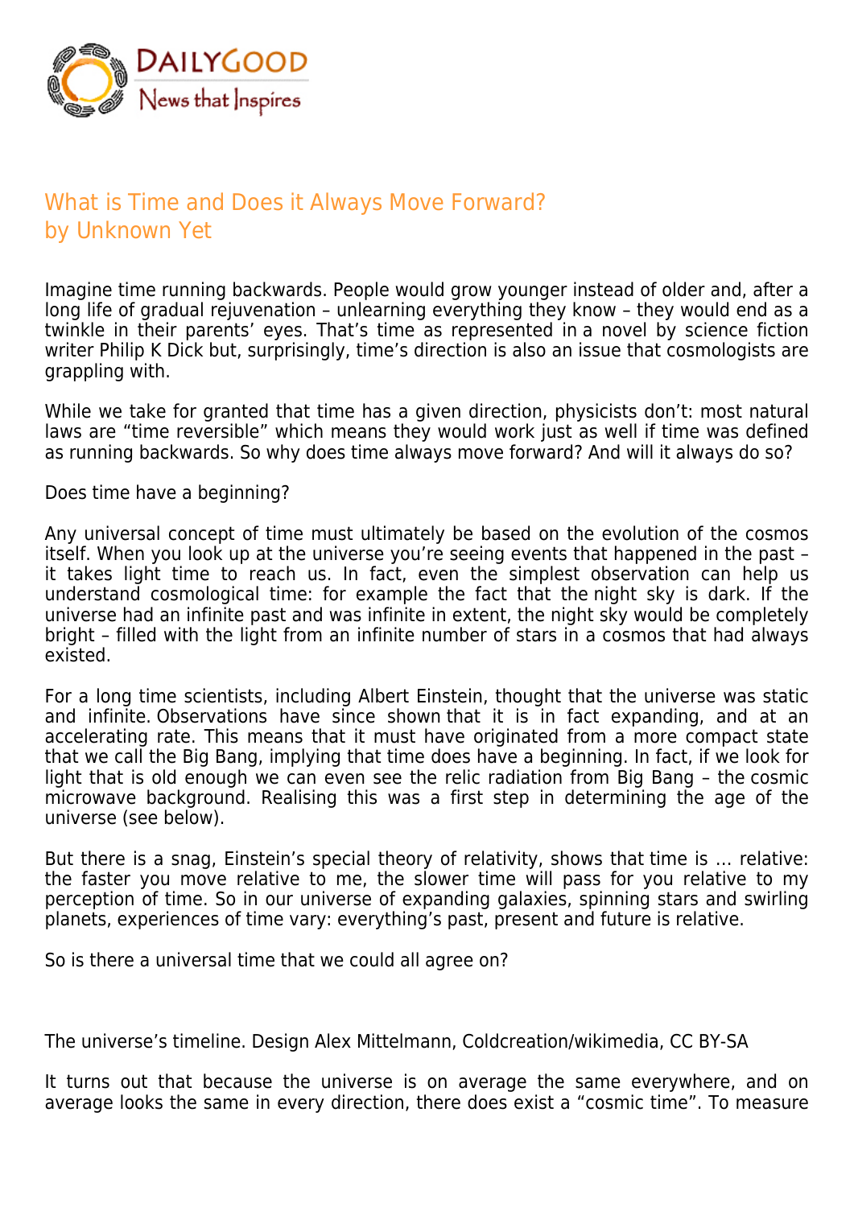# What is Time and Does it Always Move Forward?
by Unknown Yet

Imagine time running backwards. People would grow younger instead of older and, after a long life of gradual rejuvenation – unlearning everything they know – they would end as a twinkle in their parents' eyes. That's time as represented in a novel by science fiction writer Philip K Dick but, surprisingly, time's direction is also an issue that cosmologists are grappling with.

While we take for granted that time has a given direction, physicists don't: most natural laws are "time reversible" which means they would work just as well if time was defined as running backwards. So why does time always move forward? And will it always do so?

## Does time have a beginning?

Any universal concept of time must ultimately be based on the evolution of the cosmos itself. When you look up at the universe you're seeing events that happened in the past – it takes light time to reach us. In fact, even the simplest observation can help us understand cosmological time: for example the fact that the night sky is dark. If the universe had an infinite past and was infinite in extent, the night sky would be completely bright – filled with the light from an infinite number of stars in a cosmos that had always existed.

For a long time scientists, including Albert Einstein, thought that the universe was static and infinite. Observations have since shown that it is in fact expanding, and at an accelerating rate. This means that it must have originated from a more compact state that we call the Big Bang, implying that time does have a beginning. In fact, if we look for light that is old enough we can even see the relic radiation from Big Bang – the cosmic microwave background. Realising this was a first step in determining the age of the universe (see below).

But there is a snag, Einstein's special theory of relativity, shows that time is … relative: the faster you move relative to me, the slower time will pass for you relative to my perception of time. So in our universe of expanding galaxies, spinning stars and swirling planets, experiences of time vary: everything's past, present and future is relative.

So is there a universal time that we could all agree on?

The universe's timeline. Design Alex Mittelmann, Coldcreation/wikimedia, CC BY-SA

It turns out that because the universe is on average the same everywhere, and on average looks the same in every direction, there does exist a "cosmic time". To measure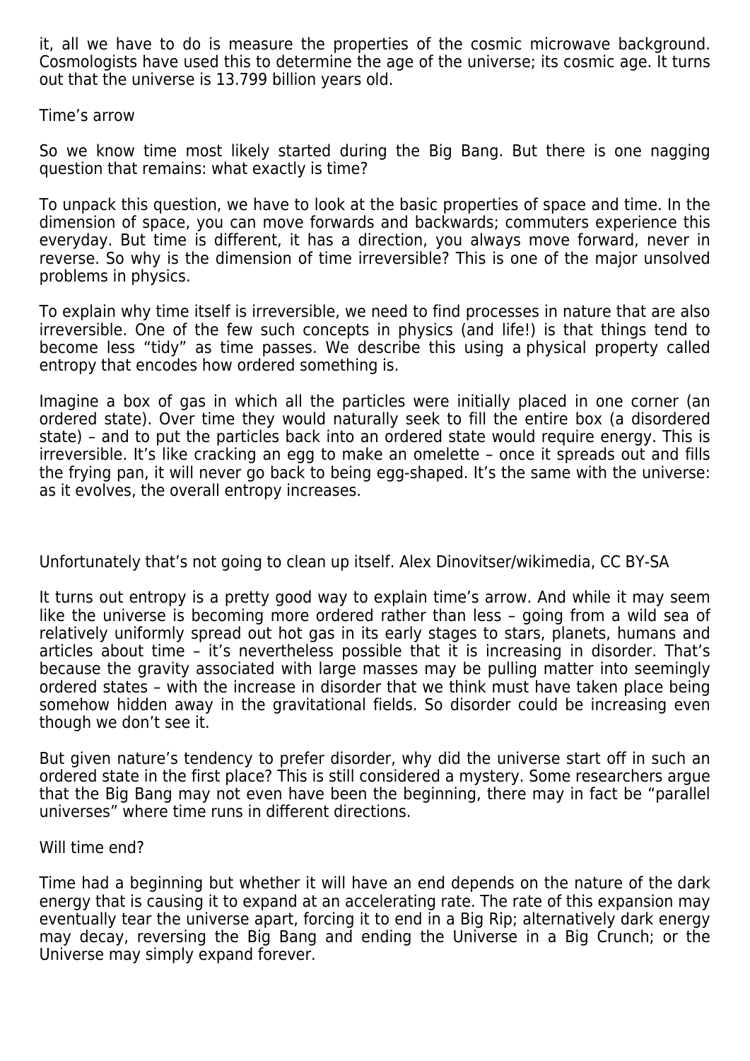it, all we have to do is measure the properties of the cosmic microwave background. Cosmologists have used this to determine the age of the universe; its cosmic age. It turns out that the universe is 13.799 billion years old.

## Time's arrow

So we know time most likely started during the Big Bang. But there is one nagging question that remains: what exactly is time?

To unpack this question, we have to look at the basic properties of space and time. In the dimension of space, you can move forwards and backwards; commuters experience this everyday. But time is different, it has a direction, you always move forward, never in reverse. So why is the dimension of time irreversible? This is one of the major unsolved problems in physics.

To explain why time itself is irreversible, we need to find processes in nature that are also irreversible. One of the few such concepts in physics (and life!) is that things tend to become less "tidy" as time passes. We describe this using a physical property called entropy that encodes how ordered something is.

Imagine a box of gas in which all the particles were initially placed in one corner (an ordered state). Over time they would naturally seek to fill the entire box (a disordered state) – and to put the particles back into an ordered state would require energy. This is irreversible. It's like cracking an egg to make an omelette – once it spreads out and fills the frying pan, it will never go back to being egg-shaped. It's the same with the universe: as it evolves, the overall entropy increases.

Unfortunately that's not going to clean up itself. Alex Dinovitser/wikimedia, CC BY-SA

It turns out entropy is a pretty good way to explain time's arrow. And while it may seem like the universe is becoming more ordered rather than less – going from a wild sea of relatively uniformly spread out hot gas in its early stages to stars, planets, humans and articles about time – it's nevertheless possible that it is increasing in disorder. That's because the gravity associated with large masses may be pulling matter into seemingly ordered states – with the increase in disorder that we think must have taken place being somehow hidden away in the gravitational fields. So disorder could be increasing even though we don't see it.

But given nature's tendency to prefer disorder, why did the universe start off in such an ordered state in the first place? This is still considered a mystery. Some researchers argue that the Big Bang may not even have been the beginning, there may in fact be "parallel universes" where time runs in different directions.

## Will time end?

Time had a beginning but whether it will have an end depends on the nature of the dark energy that is causing it to expand at an accelerating rate. The rate of this expansion may eventually tear the universe apart, forcing it to end in a Big Rip; alternatively dark energy may decay, reversing the Big Bang and ending the Universe in a Big Crunch; or the Universe may simply expand forever.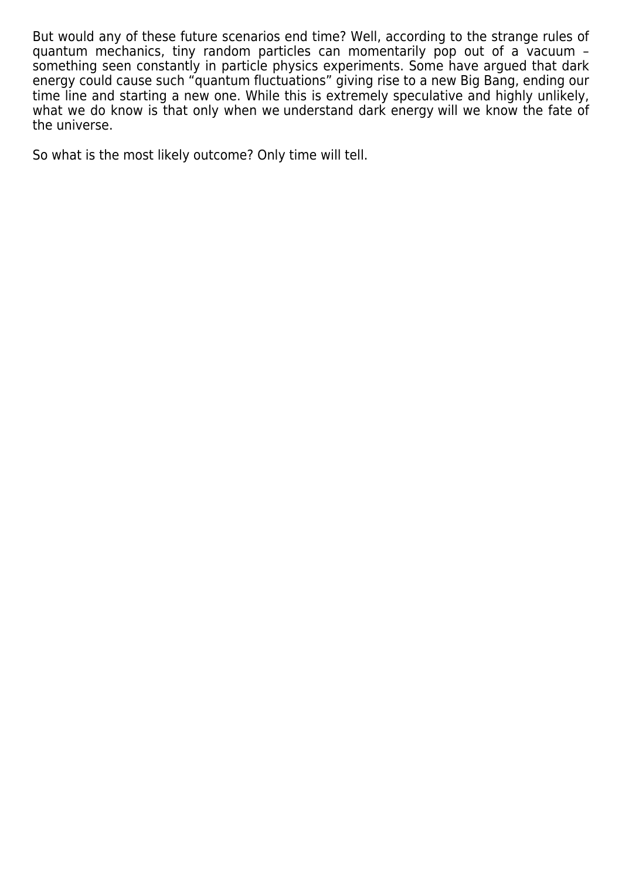But would any of these future scenarios end time? Well, according to the strange rules of quantum mechanics, tiny random particles can momentarily pop out of a vacuum – something seen constantly in particle physics experiments. Some have argued that dark energy could cause such “quantum fluctuations” giving rise to a new Big Bang, ending our time line and starting a new one. While this is extremely speculative and highly unlikely, what we do know is that only when we understand dark energy will we know the fate of the universe.

So what is the most likely outcome? Only time will tell.